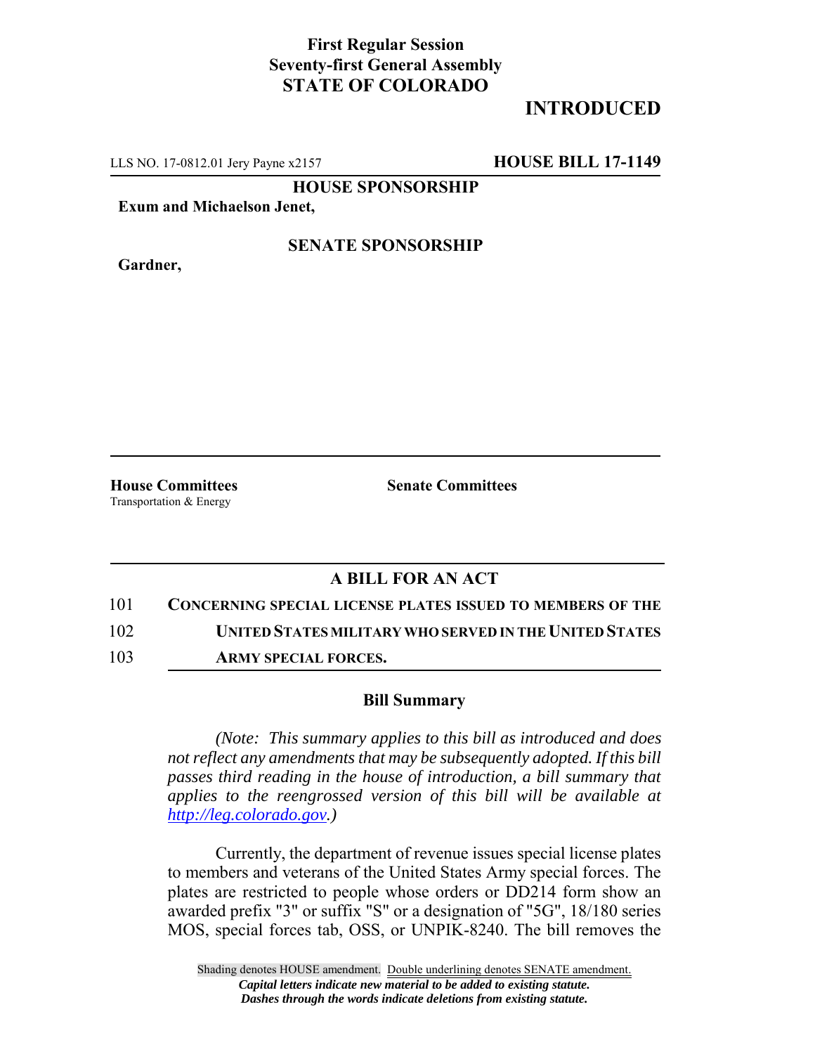**First Regular Session**
**Seventy-first General Assembly**
**STATE OF COLORADO**

**INTRODUCED**

LLS NO. 17-0812.01 Jery Payne x2157 **HOUSE BILL 17-1149**

**HOUSE SPONSORSHIP**

**Exum and Michaelson Jenet,**

**SENATE SPONSORSHIP**

**Gardner,**

**House Committees**
Transportation & Energy

**Senate Committees**

## A BILL FOR AN ACT

101 **CONCERNING SPECIAL LICENSE PLATES ISSUED TO MEMBERS OF THE**
102 **UNITED STATES MILITARY WHO SERVED IN THE UNITED STATES**
103 **ARMY SPECIAL FORCES.**

### Bill Summary

*(Note: This summary applies to this bill as introduced and does not reflect any amendments that may be subsequently adopted. If this bill passes third reading in the house of introduction, a bill summary that applies to the reengrossed version of this bill will be available at [http://leg.colorado.gov](http://leg.colorado.gov).)*

Currently, the department of revenue issues special license plates to members and veterans of the United States Army special forces. The plates are restricted to people whose orders or DD214 form show an awarded prefix "3" or suffix "S" or a designation of "5G", 18/180 series MOS, special forces tab, OSS, or UNPIK-8240. The bill removes the

Shading denotes HOUSE amendment. Double underlining denotes SENATE amendment.
***Capital letters indicate new material to be added to existing statute.***
***Dashes through the words indicate deletions from existing statute.***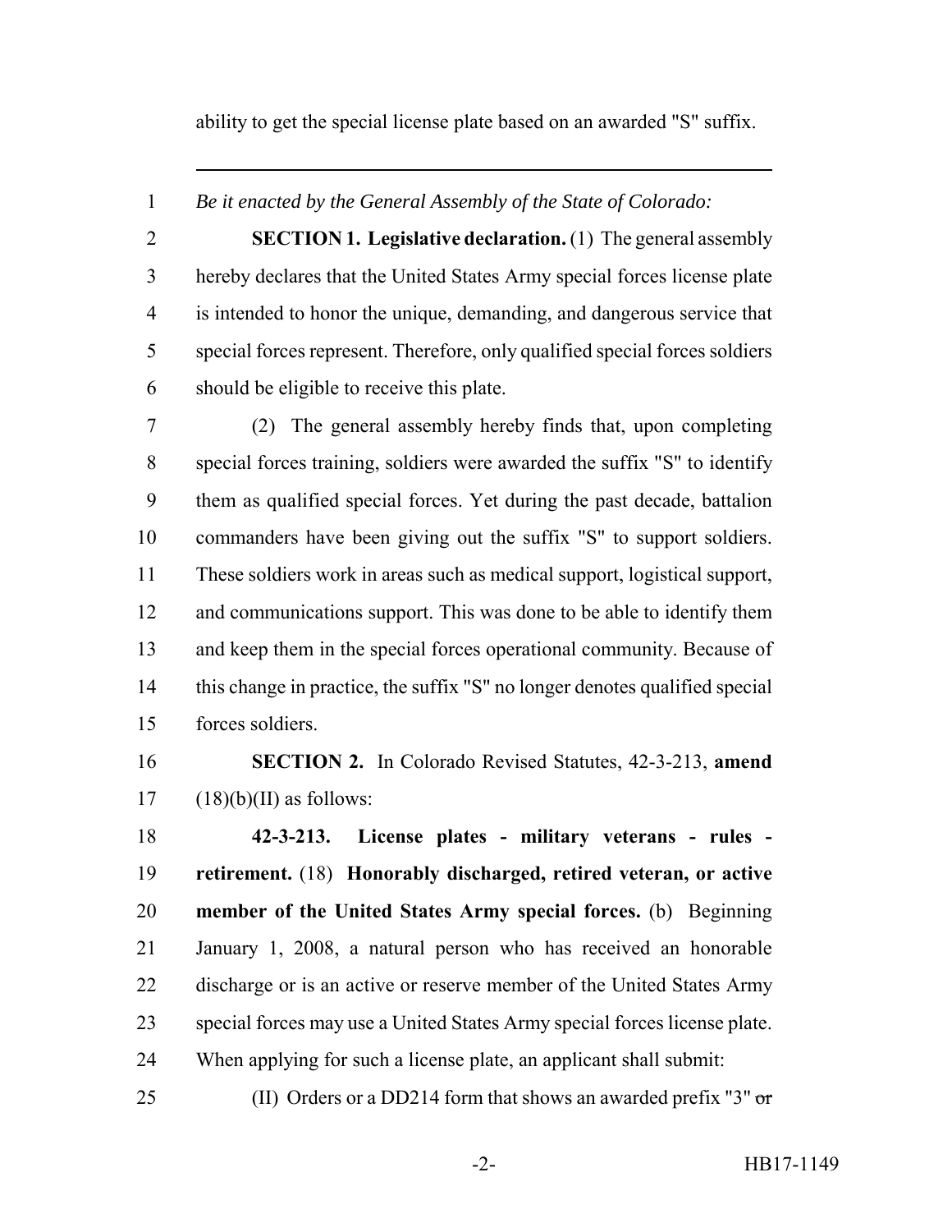ability to get the special license plate based on an awarded "S" suffix.

---

*Be it enacted by the General Assembly of the State of Colorado:*

**SECTION 1. Legislative declaration.** (1) The general assembly hereby declares that the United States Army special forces license plate is intended to honor the unique, demanding, and dangerous service that special forces represent. Therefore, only qualified special forces soldiers should be eligible to receive this plate.

(2) The general assembly hereby finds that, upon completing special forces training, soldiers were awarded the suffix "S" to identify them as qualified special forces. Yet during the past decade, battalion commanders have been giving out the suffix "S" to support soldiers. These soldiers work in areas such as medical support, logistical support, and communications support. This was done to be able to identify them and keep them in the special forces operational community. Because of this change in practice, the suffix "S" no longer denotes qualified special forces soldiers.

**SECTION 2.** In Colorado Revised Statutes, 42-3-213, **amend** (18)(b)(II) as follows:

**42-3-213. License plates - military veterans - rules - retirement.** (18) **Honorably discharged, retired veteran, or active member of the United States Army special forces.** (b) Beginning January 1, 2008, a natural person who has received an honorable discharge or is an active or reserve member of the United States Army special forces may use a United States Army special forces license plate. When applying for such a license plate, an applicant shall submit:

(II) Orders or a DD214 form that shows an awarded prefix "3" ~~or~~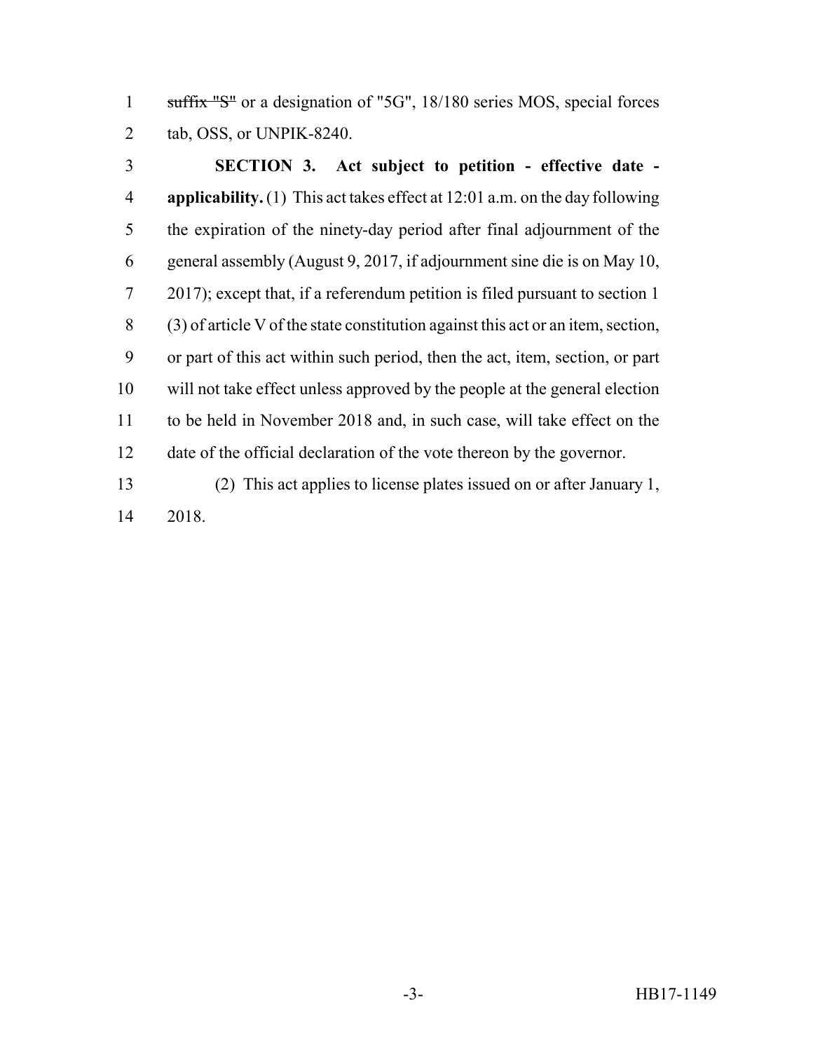~~suffix "S"~~ or a designation of "5G", 18/180 series MOS, special forces tab, OSS, or UNPIK-8240.

**SECTION 3. Act subject to petition - effective date - applicability.** (1) This act takes effect at 12:01 a.m. on the day following the expiration of the ninety-day period after final adjournment of the general assembly (August 9, 2017, if adjournment sine die is on May 10, 2017); except that, if a referendum petition is filed pursuant to section 1 (3) of article V of the state constitution against this act or an item, section, or part of this act within such period, then the act, item, section, or part will not take effect unless approved by the people at the general election to be held in November 2018 and, in such case, will take effect on the date of the official declaration of the vote thereon by the governor.

(2) This act applies to license plates issued on or after January 1, 2018.